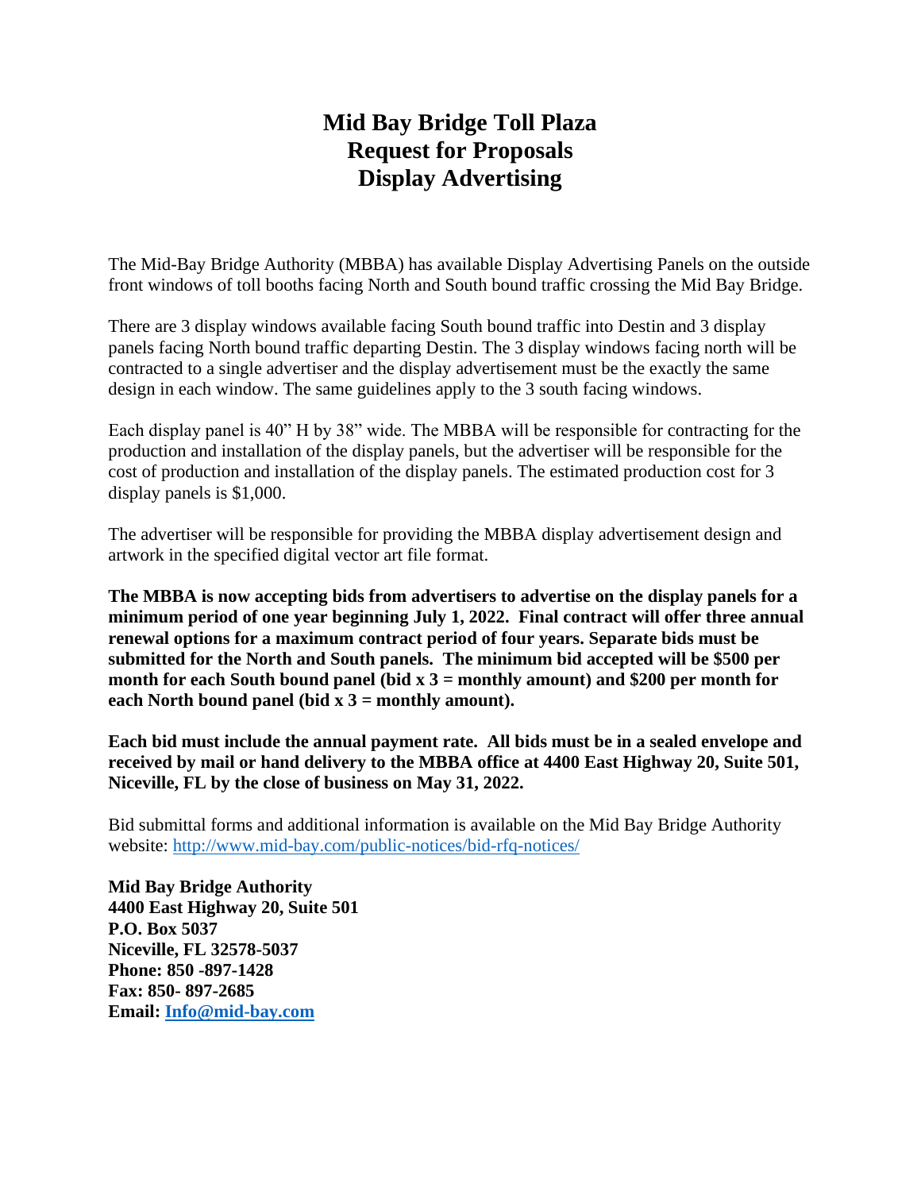# Mid Bay Bridge Toll Plaza
# Request for Proposals
# Display Advertising

The Mid-Bay Bridge Authority (MBBA) has available Display Advertising Panels on the outside front windows of toll booths facing North and South bound traffic crossing the Mid Bay Bridge.

There are 3 display windows available facing South bound traffic into Destin and 3 display panels facing North bound traffic departing Destin. The 3 display windows facing north will be contracted to a single advertiser and the display advertisement must be the exactly the same design in each window. The same guidelines apply to the 3 south facing windows.

Each display panel is 40" H by 38" wide. The MBBA will be responsible for contracting for the production and installation of the display panels, but the advertiser will be responsible for the cost of production and installation of the display panels. The estimated production cost for 3 display panels is $1,000.

The advertiser will be responsible for providing the MBBA display advertisement design and artwork in the specified digital vector art file format.

**The MBBA is now accepting bids from advertisers to advertise on the display panels for a minimum period of one year beginning July 1, 2022. Final contract will offer three annual renewal options for a maximum contract period of four years. Separate bids must be submitted for the North and South panels. The minimum bid accepted will be $500 per month for each South bound panel (bid x 3 = monthly amount) and $200 per month for each North bound panel (bid x 3 = monthly amount).**

**Each bid must include the annual payment rate. All bids must be in a sealed envelope and received by mail or hand delivery to the MBBA office at 4400 East Highway 20, Suite 501, Niceville, FL by the close of business on May 31, 2022.**

Bid submittal forms and additional information is available on the Mid Bay Bridge Authority website: [http://www.mid-bay.com/public-notices/bid-rfq-notices/](http://www.mid-bay.com/public-notices/bid-rfq-notices/)

**Mid Bay Bridge Authority**
**4400 East Highway 20, Suite 501**
**P.O. Box 5037**
**Niceville, FL 32578-5037**
**Phone: 850 -897-1428**
**Fax: 850- 897-2685**
**Email: [Info@mid-bay.com](mailto:Info@mid-bay.com)**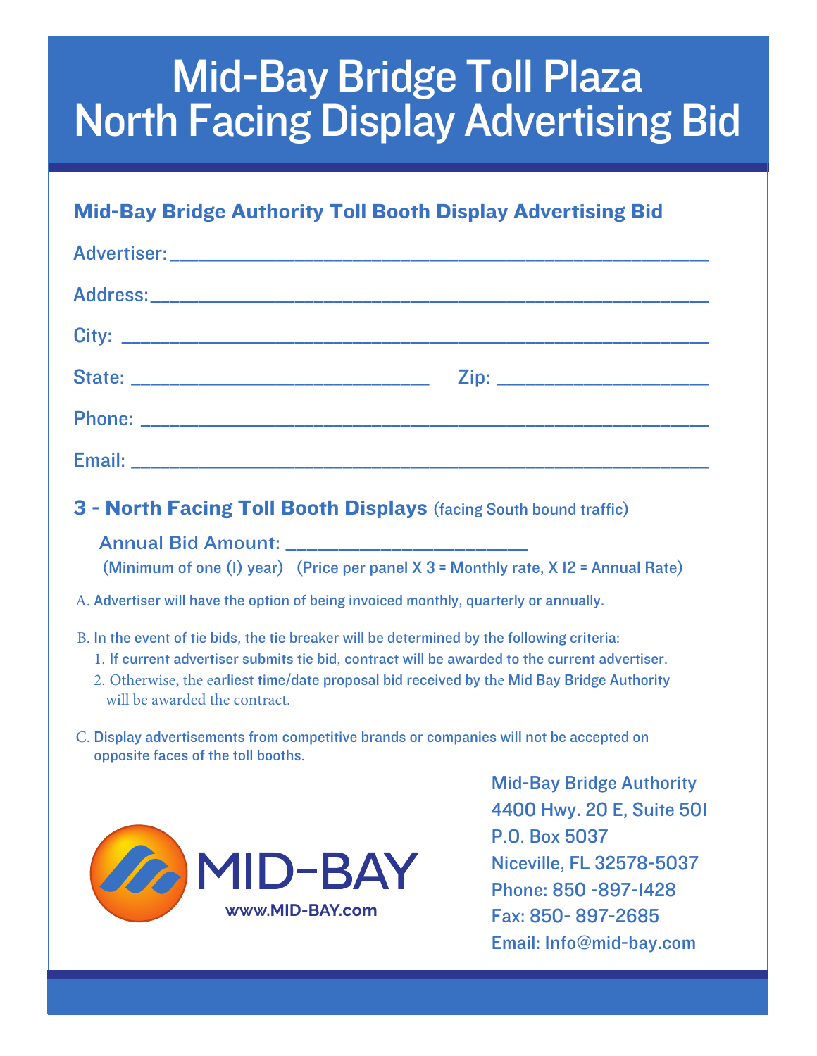# Mid-Bay Bridge Toll Plaza
# North Facing Display Advertising Bid

## Mid-Bay Bridge Authority Toll Booth Display Advertising Bid

Advertiser: ____________________________________________

Address: ____________________________________________

City: ____________________________________________

State: ______________________ Zip: ________________

Phone: ____________________________________________

Email: ____________________________________________

## 3 - North Facing Toll Booth Displays (facing South bound traffic)

Annual Bid Amount: ______________________

(Minimum of one (1) year) (Price per panel X 3 = Monthly rate, X 12 = Annual Rate)

A. Advertiser will have the option of being invoiced monthly, quarterly or annually.

B. In the event of tie bids, the tie breaker will be determined by the following criteria:

1. If current advertiser submits tie bid, contract will be awarded to the current advertiser.
2. Otherwise, the earliest time/date proposal bid received by the Mid Bay Bridge Authority will be awarded the contract.

C. Display advertisements from competitive brands or companies will not be accepted on opposite faces of the toll booths.

MID-BAY
www.MID-BAY.com

Mid-Bay Bridge Authority
4400 Hwy. 20 E, Suite 501
P.O. Box 5037
Niceville, FL 32578-5037
Phone: 850 -897-1428
Fax: 850- 897-2685
Email: Info@mid-bay.com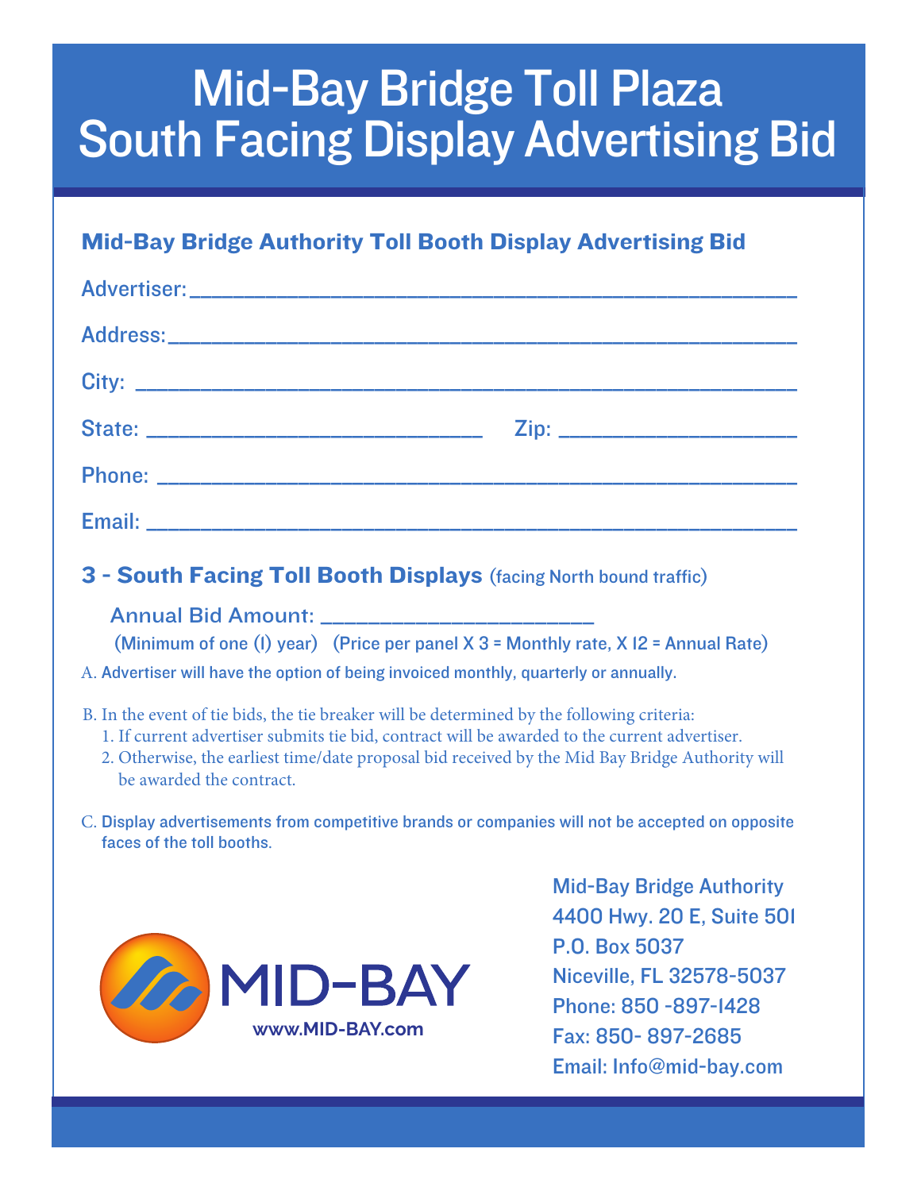# Mid-Bay Bridge Toll Plaza
# South Facing Display Advertising Bid

## Mid-Bay Bridge Authority Toll Booth Display Advertising Bid

Advertiser: ______________________________________________

Address: ______________________________________________

City: ______________________________________________

State: ______________________ Zip: ______________

Phone: ______________________________________________

Email: ______________________________________________

### 3 - South Facing Toll Booth Displays (facing North bound traffic)

Annual Bid Amount: ______________________

(Minimum of one (1) year) (Price per panel X 3 = Monthly rate, X 12 = Annual Rate)

A. Advertiser will have the option of being invoiced monthly, quarterly or annually.

B. In the event of tie bids, the tie breaker will be determined by the following criteria:
1. If current advertiser submits tie bid, contract will be awarded to the current advertiser.
2. Otherwise, the earliest time/date proposal bid received by the Mid Bay Bridge Authority will be awarded the contract.

C. Display advertisements from competitive brands or companies will not be accepted on opposite faces of the toll booths.

MID-BAY
www.MID-BAY.com

Mid-Bay Bridge Authority
4400 Hwy. 20 E, Suite 501
P.O. Box 5037
Niceville, FL 32578-5037
Phone: 850 -897-1428
Fax: 850- 897-2685
Email: Info@mid-bay.com